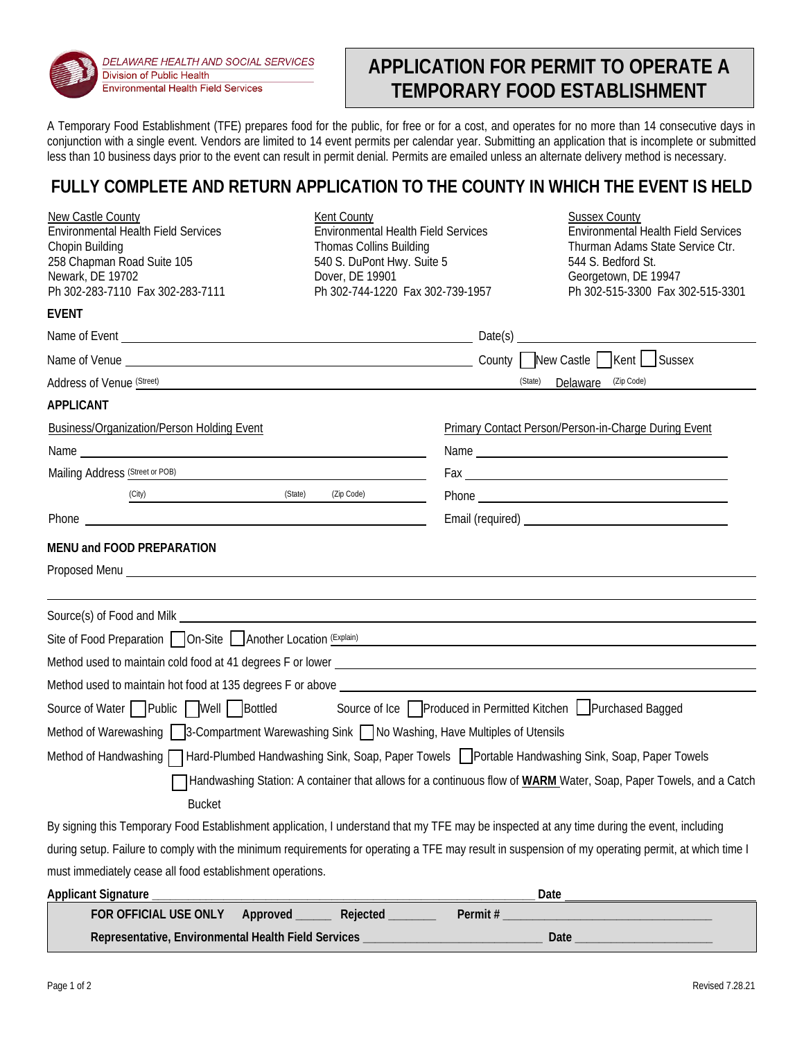DELAWARE HEALTH AND SOCIAL SERVICES
Division of Public Health
Environmental Health Field Services

# APPLICATION FOR PERMIT TO OPERATE A TEMPORARY FOOD ESTABLISHMENT

A Temporary Food Establishment (TFE) prepares food for the public, for free or for a cost, and operates for no more than 14 consecutive days in conjunction with a single event. Vendors are limited to 14 event permits per calendar year. Submitting an application that is incomplete or submitted less than 10 business days prior to the event can result in permit denial. Permits are emailed unless an alternate delivery method is necessary.

## FULLY COMPLETE AND RETURN APPLICATION TO THE COUNTY IN WHICH THE EVENT IS HELD

| New Castle County | Kent County | Sussex County |
|---|---|---|
| Environmental Health Field Services | Environmental Health Field Services | Environmental Health Field Services |
| Chopin Building | Thomas Collins Building | Thurman Adams State Service Ctr. |
| 258 Chapman Road Suite 105 | 540 S. DuPont Hwy. Suite 5 | 544 S. Bedford St. |
| Newark, DE 19702 | Dover, DE 19901 | Georgetown, DE 19947 |
| Ph 302-283-7110 Fax 302-283-7111 | Ph 302-744-1220 Fax 302-739-1957 | Ph 302-515-3300 Fax 302-515-3301 |

### EVENT

Name of Event ______________________ Date(s) ______________________

Name of Venue ______________________ County ☐ New Castle ☐ Kent ☐ Sussex

Address of Venue (Street) ______________________ (State) Delaware (Zip Code) ________

### APPLICANT

**Business/Organization/Person Holding Event**

Name ______________________

Mailing Address (Street or POB) ______________________

(City) ____________ (State) ______ (Zip Code) ______

Phone ______________________

**Primary Contact Person/Person-in-Charge During Event**

Name ______________________

Fax ______________________

Phone ______________________

Email (required) ______________________

### MENU and FOOD PREPARATION

Proposed Menu ______________________

______________________

Source(s) of Food and Milk ______________________

Site of Food Preparation ☐ On-Site ☐ Another Location (Explain) ______________________

Method used to maintain cold food at 41 degrees F or lower ______________________

Method used to maintain hot food at 135 degrees F or above ______________________

Source of Water ☐ Public ☐ Well ☐ Bottled Source of Ice ☐ Produced in Permitted Kitchen ☐ Purchased Bagged

Method of Warewashing ☐ 3-Compartment Warewashing Sink ☐ No Washing, Have Multiples of Utensils

Method of Handwashing ☐ Hard-Plumbed Handwashing Sink, Soap, Paper Towels ☐ Portable Handwashing Sink, Soap, Paper Towels

☐ Handwashing Station: A container that allows for a continuous flow of **WARM** Water, Soap, Paper Towels, and a Catch Bucket

By signing this Temporary Food Establishment application, I understand that my TFE may be inspected at any time during the event, including during setup. Failure to comply with the minimum requirements for operating a TFE may result in suspension of my operating permit, at which time I must immediately cease all food establishment operations.

**Applicant Signature** ______________________ **Date** ______________________

**FOR OFFICIAL USE ONLY Approved** ______ **Rejected** _______ **Permit #** ______________________

**Representative, Environmental Health Field Services** ______________________ **Date** ______________________

Revised 7.28.21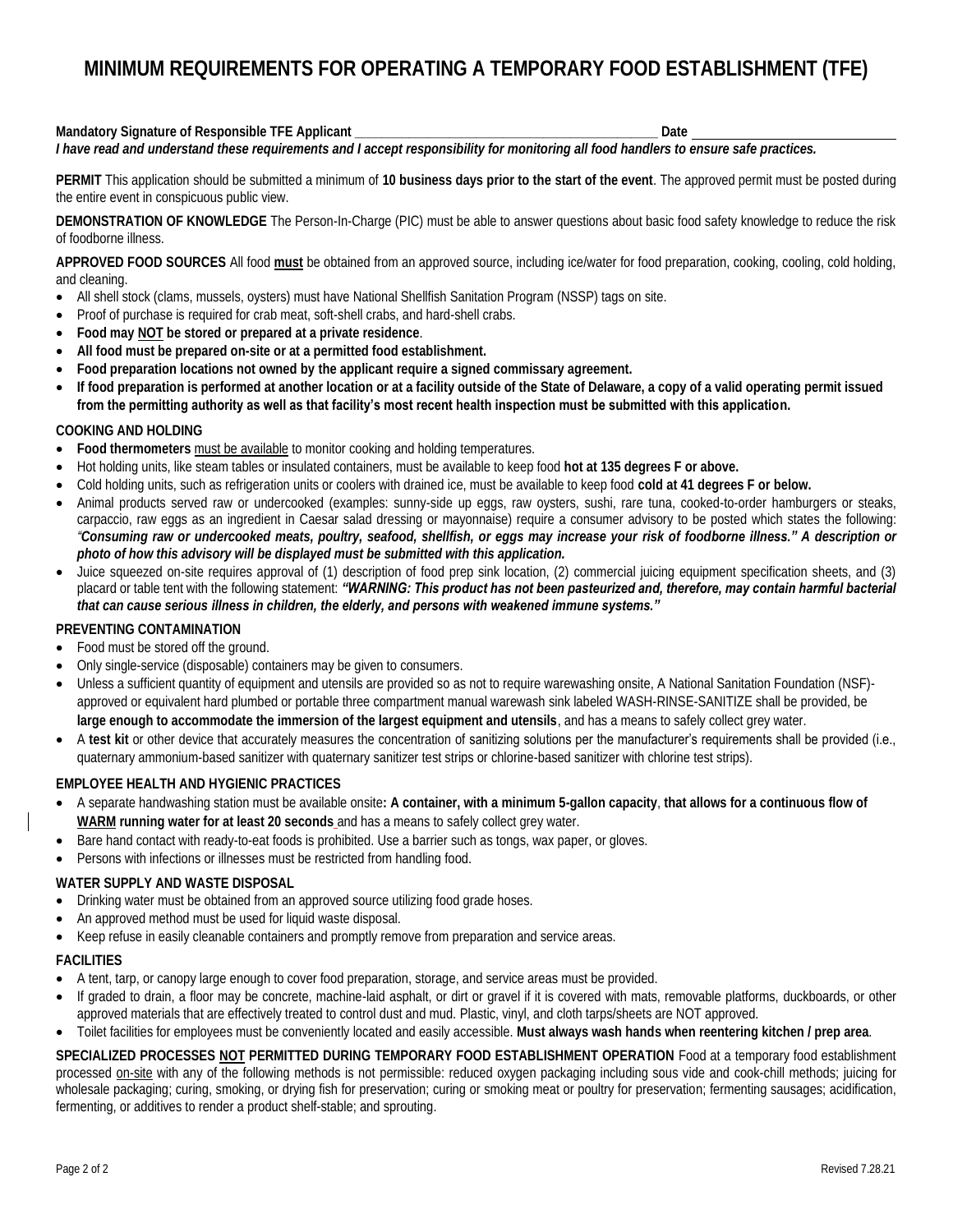# MINIMUM REQUIREMENTS FOR OPERATING A TEMPORARY FOOD ESTABLISHMENT (TFE)

**Mandatory Signature of Responsible TFE Applicant** \_\_\_\_\_\_\_\_\_\_\_\_\_\_\_\_\_\_\_\_\_\_\_\_\_\_\_\_\_\_\_\_\_\_\_\_\_\_\_\_\_\_\_\_ **Date** \_\_\_\_\_\_\_\_\_\_\_\_\_\_\_\_\_\_\_\_\_\_\_\_\_\_\_\_\_\_

***I have read and understand these requirements and I accept responsibility for monitoring all food handlers to ensure safe practices.***

**PERMIT** This application should be submitted a minimum of **10 business days prior to the start of the event**. The approved permit must be posted during the entire event in conspicuous public view.

**DEMONSTRATION OF KNOWLEDGE** The Person-In-Charge (PIC) must be able to answer questions about basic food safety knowledge to reduce the risk of foodborne illness.

**APPROVED FOOD SOURCES** All food **must** be obtained from an approved source, including ice/water for food preparation, cooking, cooling, cold holding, and cleaning.

- All shell stock (clams, mussels, oysters) must have National Shellfish Sanitation Program (NSSP) tags on site.
- Proof of purchase is required for crab meat, soft-shell crabs, and hard-shell crabs.
- **Food may NOT be stored or prepared at a private residence**.
- **All food must be prepared on-site or at a permitted food establishment.**
- **Food preparation locations not owned by the applicant require a signed commissary agreement.**
- **If food preparation is performed at another location or at a facility outside of the State of Delaware, a copy of a valid operating permit issued from the permitting authority as well as that facility's most recent health inspection must be submitted with this application.**

**COOKING AND HOLDING**

- **Food thermometers** must be available to monitor cooking and holding temperatures.
- Hot holding units, like steam tables or insulated containers, must be available to keep food **hot at 135 degrees F or above.**
- Cold holding units, such as refrigeration units or coolers with drained ice, must be available to keep food **cold at 41 degrees F or below.**
- Animal products served raw or undercooked (examples: sunny-side up eggs, raw oysters, sushi, rare tuna, cooked-to-order hamburgers or steaks, carpaccio, raw eggs as an ingredient in Caesar salad dressing or mayonnaise) require a consumer advisory to be posted which states the following: *"**Consuming raw or undercooked meats, poultry, seafood, shellfish, or eggs may increase your risk of foodborne illness." A description or photo of how this advisory will be displayed must be submitted with this application.***
- Juice squeezed on-site requires approval of (1) description of food prep sink location, (2) commercial juicing equipment specification sheets, and (3) placard or table tent with the following statement: ***"WARNING: This product has not been pasteurized and, therefore, may contain harmful bacterial that can cause serious illness in children, the elderly, and persons with weakened immune systems."***

**PREVENTING CONTAMINATION**

- Food must be stored off the ground.
- Only single-service (disposable) containers may be given to consumers.
- Unless a sufficient quantity of equipment and utensils are provided so as not to require warewashing onsite, A National Sanitation Foundation (NSF)-approved or equivalent hard plumbed or portable three compartment manual warewash sink labeled WASH-RINSE-SANITIZE shall be provided, be **large enough to accommodate the immersion of the largest equipment and utensils**, and has a means to safely collect grey water.
- A **test kit** or other device that accurately measures the concentration of sanitizing solutions per the manufacturer's requirements shall be provided (i.e., quaternary ammonium-based sanitizer with quaternary sanitizer test strips or chlorine-based sanitizer with chlorine test strips).

**EMPLOYEE HEALTH AND HYGIENIC PRACTICES**

- A separate handwashing station must be available onsite**: A container, with a minimum 5-gallon capacity**, **that allows for a continuous flow of WARM running water for at least 20 seconds** and has a means to safely collect grey water.
- Bare hand contact with ready-to-eat foods is prohibited. Use a barrier such as tongs, wax paper, or gloves.
- Persons with infections or illnesses must be restricted from handling food.

**WATER SUPPLY AND WASTE DISPOSAL**

- Drinking water must be obtained from an approved source utilizing food grade hoses.
- An approved method must be used for liquid waste disposal.
- Keep refuse in easily cleanable containers and promptly remove from preparation and service areas.

**FACILITIES**

- A tent, tarp, or canopy large enough to cover food preparation, storage, and service areas must be provided.
- If graded to drain, a floor may be concrete, machine-laid asphalt, or dirt or gravel if it is covered with mats, removable platforms, duckboards, or other approved materials that are effectively treated to control dust and mud. Plastic, vinyl, and cloth tarps/sheets are NOT approved.
- Toilet facilities for employees must be conveniently located and easily accessible. **Must always wash hands when reentering kitchen / prep area**.

**SPECIALIZED PROCESSES NOT PERMITTED DURING TEMPORARY FOOD ESTABLISHMENT OPERATION** Food at a temporary food establishment processed on-site with any of the following methods is not permissible: reduced oxygen packaging including sous vide and cook-chill methods; juicing for wholesale packaging; curing, smoking, or drying fish for preservation; curing or smoking meat or poultry for preservation; fermenting sausages; acidification, fermenting, or additives to render a product shelf-stable; and sprouting.

Revised 7.28.21